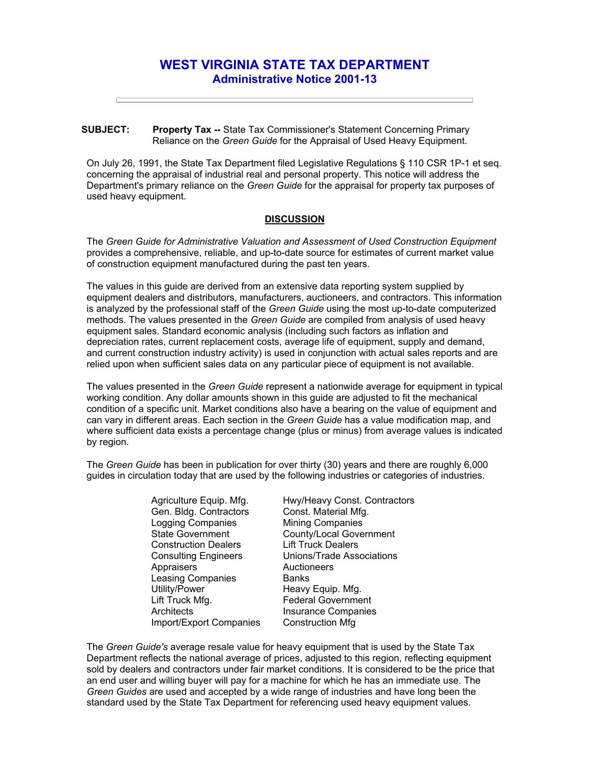# WEST VIRGINIA STATE TAX DEPARTMENT
## Administrative Notice 2001-13

**SUBJECT:** **Property Tax --** State Tax Commissioner's Statement Concerning Primary Reliance on the *Green Guide* for the Appraisal of Used Heavy Equipment.

On July 26, 1991, the State Tax Department filed Legislative Regulations § 110 CSR 1P-1 et seq. concerning the appraisal of industrial real and personal property. This notice will address the Department's primary reliance on the *Green Guide* for the appraisal for property tax purposes of used heavy equipment.

### DISCUSSION

The *Green Guide for Administrative Valuation and Assessment of Used Construction Equipment* provides a comprehensive, reliable, and up-to-date source for estimates of current market value of construction equipment manufactured during the past ten years.

The values in this guide are derived from an extensive data reporting system supplied by equipment dealers and distributors, manufacturers, auctioneers, and contractors. This information is analyzed by the professional staff of the *Green Guide* using the most up-to-date computerized methods. The values presented in the *Green Guide* are compiled from analysis of used heavy equipment sales. Standard economic analysis (including such factors as inflation and depreciation rates, current replacement costs, average life of equipment, supply and demand, and current construction industry activity) is used in conjunction with actual sales reports and are relied upon when sufficient sales data on any particular piece of equipment is not available.

The values presented in the *Green Guide* represent a nationwide average for equipment in typical working condition. Any dollar amounts shown in this guide are adjusted to fit the mechanical condition of a specific unit. Market conditions also have a bearing on the value of equipment and can vary in different areas. Each section in the *Green Guide* has a value modification map, and where sufficient data exists a percentage change (plus or minus) from average values is indicated by region.

The *Green Guide* has been in publication for over thirty (30) years and there are roughly 6,000 guides in circulation today that are used by the following industries or categories of industries.

- Agriculture Equip. Mfg.
- Hwy/Heavy Const. Contractors
- Gen. Bldg. Contractors
- Const. Material Mfg.
- Logging Companies
- Mining Companies
- State Government
- County/Local Government
- Construction Dealers
- Lift Truck Dealers
- Consulting Engineers
- Unions/Trade Associations
- Appraisers
- Auctioneers
- Leasing Companies
- Banks
- Utility/Power
- Heavy Equip. Mfg.
- Lift Truck Mfg.
- Federal Government
- Architects
- Insurance Companies
- Import/Export Companies
- Construction Mfg

The *Green Guide's* average resale value for heavy equipment that is used by the State Tax Department reflects the national average of prices, adjusted to this region, reflecting equipment sold by dealers and contractors under fair market conditions. It is considered to be the price that an end user and willing buyer will pay for a machine for which he has an immediate use. The *Green Guides* are used and accepted by a wide range of industries and have long been the standard used by the State Tax Department for referencing used heavy equipment values.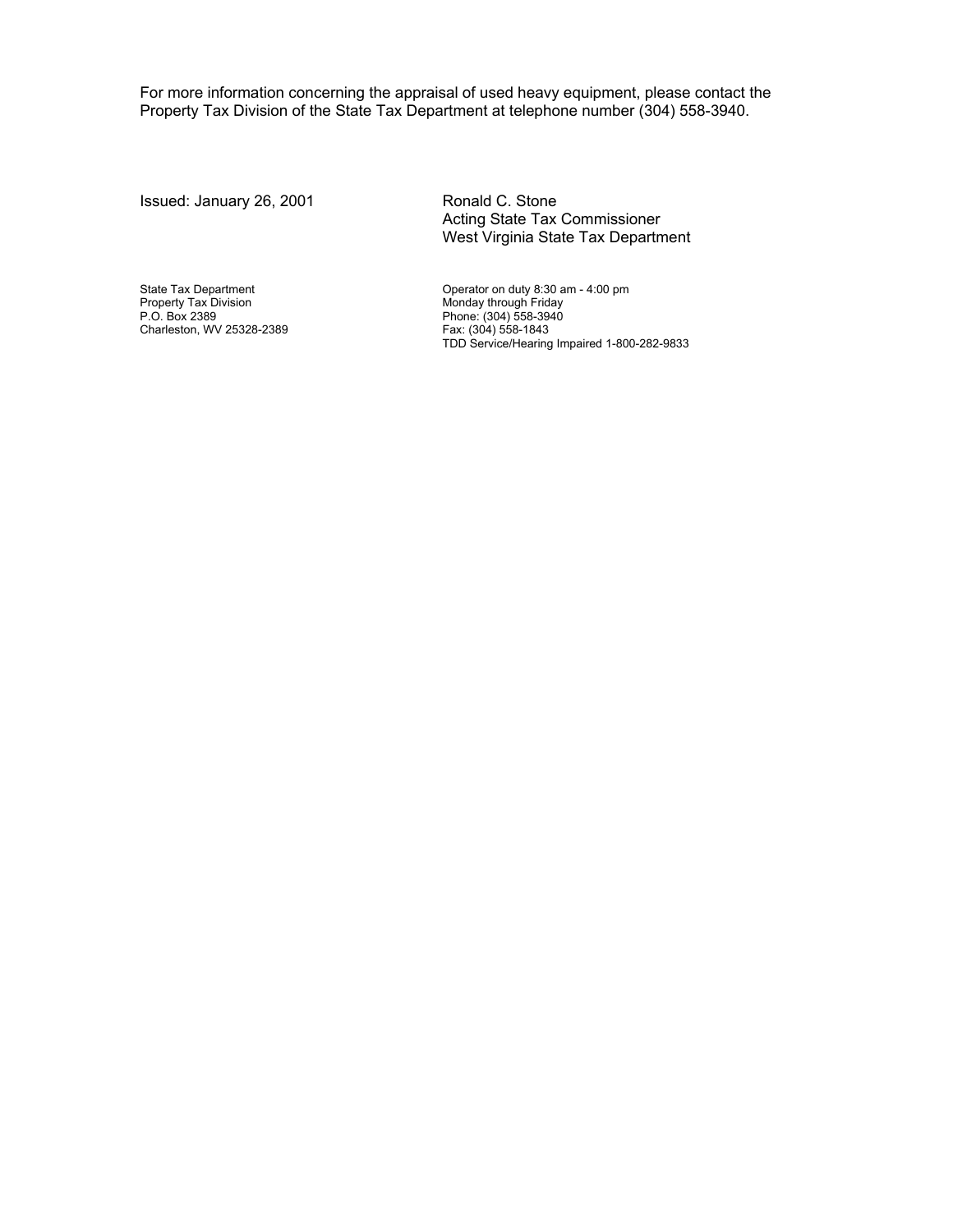For more information concerning the appraisal of used heavy equipment, please contact the Property Tax Division of the State Tax Department at telephone number (304) 558-3940.

Issued: January 26, 2001

Ronald C. Stone
Acting State Tax Commissioner
West Virginia State Tax Department

State Tax Department
Property Tax Division
P.O. Box 2389
Charleston, WV 25328-2389

Operator on duty 8:30 am - 4:00 pm
Monday through Friday
Phone: (304) 558-3940
Fax: (304) 558-1843
TDD Service/Hearing Impaired 1-800-282-9833